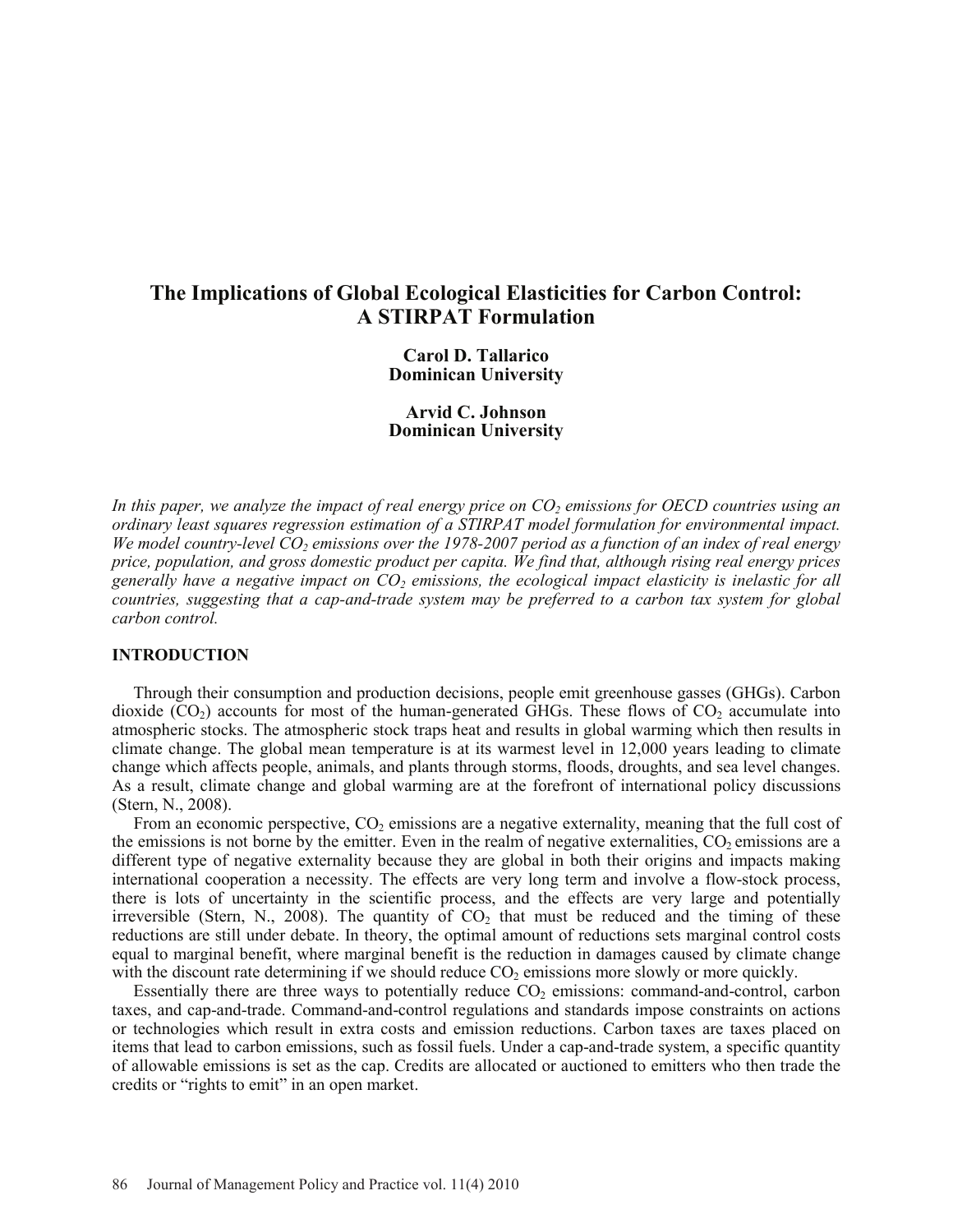# The Implications of Global Ecological Elasticities for Carbon Control: A STIRPAT Formulation

**Carol D. Tallarico**
**Dominican University**

**Arvid C. Johnson**
**Dominican University**

*In this paper, we analyze the impact of real energy price on $CO_2$ emissions for OECD countries using an ordinary least squares regression estimation of a STIRPAT model formulation for environmental impact. We model country-level $CO_2$ emissions over the 1978-2007 period as a function of an index of real energy price, population, and gross domestic product per capita. We find that, although rising real energy prices generally have a negative impact on $CO_2$ emissions, the ecological impact elasticity is inelastic for all countries, suggesting that a cap-and-trade system may be preferred to a carbon tax system for global carbon control.*

## INTRODUCTION

Through their consumption and production decisions, people emit greenhouse gasses (GHGs). Carbon dioxide ($CO_2$) accounts for most of the human-generated GHGs. These flows of $CO_2$ accumulate into atmospheric stocks. The atmospheric stock traps heat and results in global warming which then results in climate change. The global mean temperature is at its warmest level in 12,000 years leading to climate change which affects people, animals, and plants through storms, floods, droughts, and sea level changes. As a result, climate change and global warming are at the forefront of international policy discussions (Stern, N., 2008).

From an economic perspective, $CO_2$ emissions are a negative externality, meaning that the full cost of the emissions is not borne by the emitter. Even in the realm of negative externalities, $CO_2$ emissions are a different type of negative externality because they are global in both their origins and impacts making international cooperation a necessity. The effects are very long term and involve a flow-stock process, there is lots of uncertainty in the scientific process, and the effects are very large and potentially irreversible (Stern, N., 2008). The quantity of $CO_2$ that must be reduced and the timing of these reductions are still under debate. In theory, the optimal amount of reductions sets marginal control costs equal to marginal benefit, where marginal benefit is the reduction in damages caused by climate change with the discount rate determining if we should reduce $CO_2$ emissions more slowly or more quickly.

Essentially there are three ways to potentially reduce $CO_2$ emissions: command-and-control, carbon taxes, and cap-and-trade. Command-and-control regulations and standards impose constraints on actions or technologies which result in extra costs and emission reductions. Carbon taxes are taxes placed on items that lead to carbon emissions, such as fossil fuels. Under a cap-and-trade system, a specific quantity of allowable emissions is set as the cap. Credits are allocated or auctioned to emitters who then trade the credits or "rights to emit" in an open market.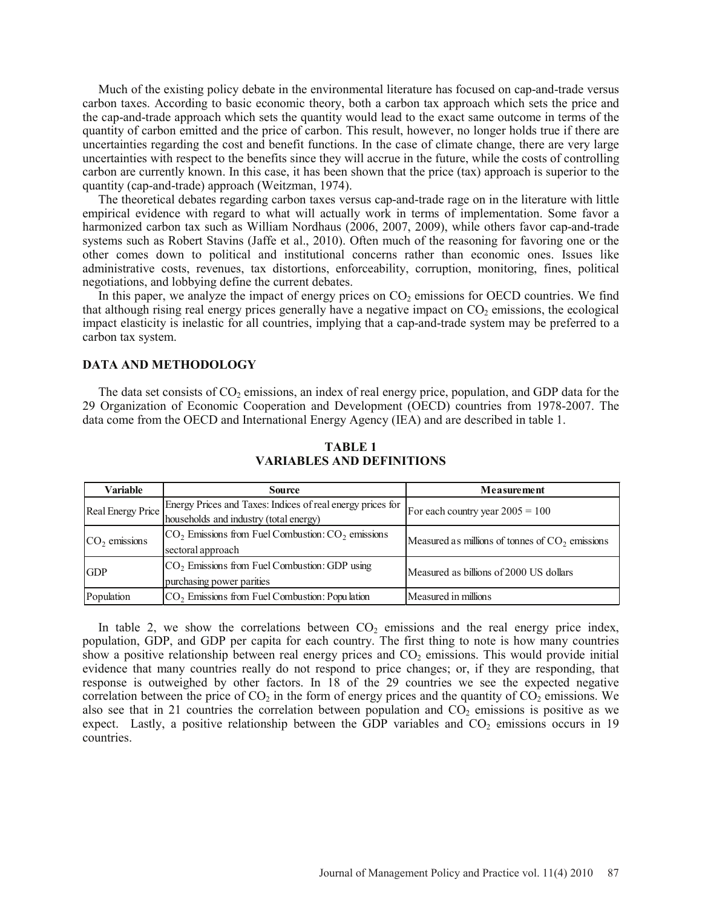Much of the existing policy debate in the environmental literature has focused on cap-and-trade versus carbon taxes. According to basic economic theory, both a carbon tax approach which sets the price and the cap-and-trade approach which sets the quantity would lead to the exact same outcome in terms of the quantity of carbon emitted and the price of carbon. This result, however, no longer holds true if there are uncertainties regarding the cost and benefit functions. In the case of climate change, there are very large uncertainties with respect to the benefits since they will accrue in the future, while the costs of controlling carbon are currently known. In this case, it has been shown that the price (tax) approach is superior to the quantity (cap-and-trade) approach (Weitzman, 1974).

The theoretical debates regarding carbon taxes versus cap-and-trade rage on in the literature with little empirical evidence with regard to what will actually work in terms of implementation. Some favor a harmonized carbon tax such as William Nordhaus (2006, 2007, 2009), while others favor cap-and-trade systems such as Robert Stavins (Jaffe et al., 2010). Often much of the reasoning for favoring one or the other comes down to political and institutional concerns rather than economic ones. Issues like administrative costs, revenues, tax distortions, enforceability, corruption, monitoring, fines, political negotiations, and lobbying define the current debates.

In this paper, we analyze the impact of energy prices on $CO_2$ emissions for OECD countries. We find that although rising real energy prices generally have a negative impact on $CO_2$ emissions, the ecological impact elasticity is inelastic for all countries, implying that a cap-and-trade system may be preferred to a carbon tax system.

## DATA AND METHODOLOGY

The data set consists of $CO_2$ emissions, an index of real energy price, population, and GDP data for the 29 Organization of Economic Cooperation and Development (OECD) countries from 1978-2007. The data come from the OECD and International Energy Agency (IEA) and are described in table 1.

**TABLE 1**
**VARIABLES AND DEFINITIONS**

| Variable | Source | Measurement |
|---|---|---|
| Real Energy Price | Energy Prices and Taxes: Indices of real energy prices for households and industry (total energy) | For each country year 2005 = 100 |
| $CO_2$ emissions | $CO_2$ Emissions from Fuel Combustion: $CO_2$ emissions sectoral approach | Measured as millions of tonnes of $CO_2$ emissions |
| GDP | $CO_2$ Emissions from Fuel Combustion: GDP using purchasing power parities | Measured as billions of 2000 US dollars |
| Population | $CO_2$ Emissions from Fuel Combustion: Population | Measured in millions |

In table 2, we show the correlations between $CO_2$ emissions and the real energy price index, population, GDP, and GDP per capita for each country. The first thing to note is how many countries show a positive relationship between real energy prices and $CO_2$ emissions. This would provide initial evidence that many countries really do not respond to price changes; or, if they are responding, that response is outweighed by other factors. In 18 of the 29 countries we see the expected negative correlation between the price of $CO_2$ in the form of energy prices and the quantity of $CO_2$ emissions. We also see that in 21 countries the correlation between population and $CO_2$ emissions is positive as we expect. Lastly, a positive relationship between the GDP variables and $CO_2$ emissions occurs in 19 countries.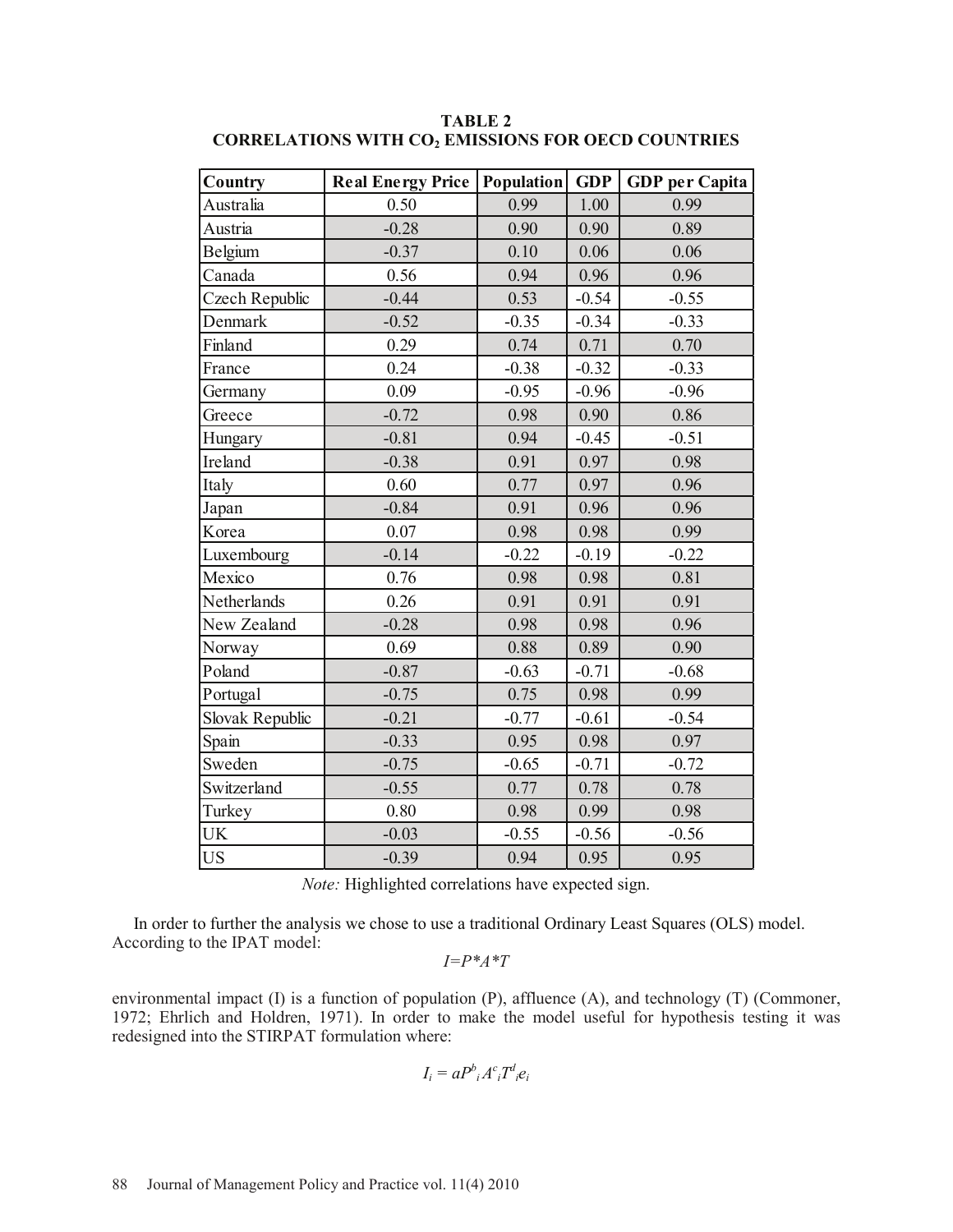**TABLE 2**
**CORRELATIONS WITH $CO_2$ EMISSIONS FOR OECD COUNTRIES**

| Country | Real Energy Price | Population | GDP | GDP per Capita |
|---|---|---|---|---|
| Australia | 0.50 | 0.99 | 1.00 | 0.99 |
| Austria | -0.28 | 0.90 | 0.90 | 0.89 |
| Belgium | -0.37 | 0.10 | 0.06 | 0.06 |
| Canada | 0.56 | 0.94 | 0.96 | 0.96 |
| Czech Republic | -0.44 | 0.53 | -0.54 | -0.55 |
| Denmark | -0.52 | -0.35 | -0.34 | -0.33 |
| Finland | 0.29 | 0.74 | 0.71 | 0.70 |
| France | 0.24 | -0.38 | -0.32 | -0.33 |
| Germany | 0.09 | -0.95 | -0.96 | -0.96 |
| Greece | -0.72 | 0.98 | 0.90 | 0.86 |
| Hungary | -0.81 | 0.94 | -0.45 | -0.51 |
| Ireland | -0.38 | 0.91 | 0.97 | 0.98 |
| Italy | 0.60 | 0.77 | 0.97 | 0.96 |
| Japan | -0.84 | 0.91 | 0.96 | 0.96 |
| Korea | 0.07 | 0.98 | 0.98 | 0.99 |
| Luxembourg | -0.14 | -0.22 | -0.19 | -0.22 |
| Mexico | 0.76 | 0.98 | 0.98 | 0.81 |
| Netherlands | 0.26 | 0.91 | 0.91 | 0.91 |
| New Zealand | -0.28 | 0.98 | 0.98 | 0.96 |
| Norway | 0.69 | 0.88 | 0.89 | 0.90 |
| Poland | -0.87 | -0.63 | -0.71 | -0.68 |
| Portugal | -0.75 | 0.75 | 0.98 | 0.99 |
| Slovak Republic | -0.21 | -0.77 | -0.61 | -0.54 |
| Spain | -0.33 | 0.95 | 0.98 | 0.97 |
| Sweden | -0.75 | -0.65 | -0.71 | -0.72 |
| Switzerland | -0.55 | 0.77 | 0.78 | 0.78 |
| Turkey | 0.80 | 0.98 | 0.99 | 0.98 |
| UK | -0.03 | -0.55 | -0.56 | -0.56 |
| US | -0.39 | 0.94 | 0.95 | 0.95 |

*Note:* Highlighted correlations have expected sign.

In order to further the analysis we chose to use a traditional Ordinary Least Squares (OLS) model. According to the IPAT model:

$$I=P*A*T$$

environmental impact (I) is a function of population (P), affluence (A), and technology (T) (Commoner, 1972; Ehrlich and Holdren, 1971). In order to make the model useful for hypothesis testing it was redesigned into the STIRPAT formulation where:

$$I_i = aP^b{}_i A^c{}_i T^d{}_i e_i$$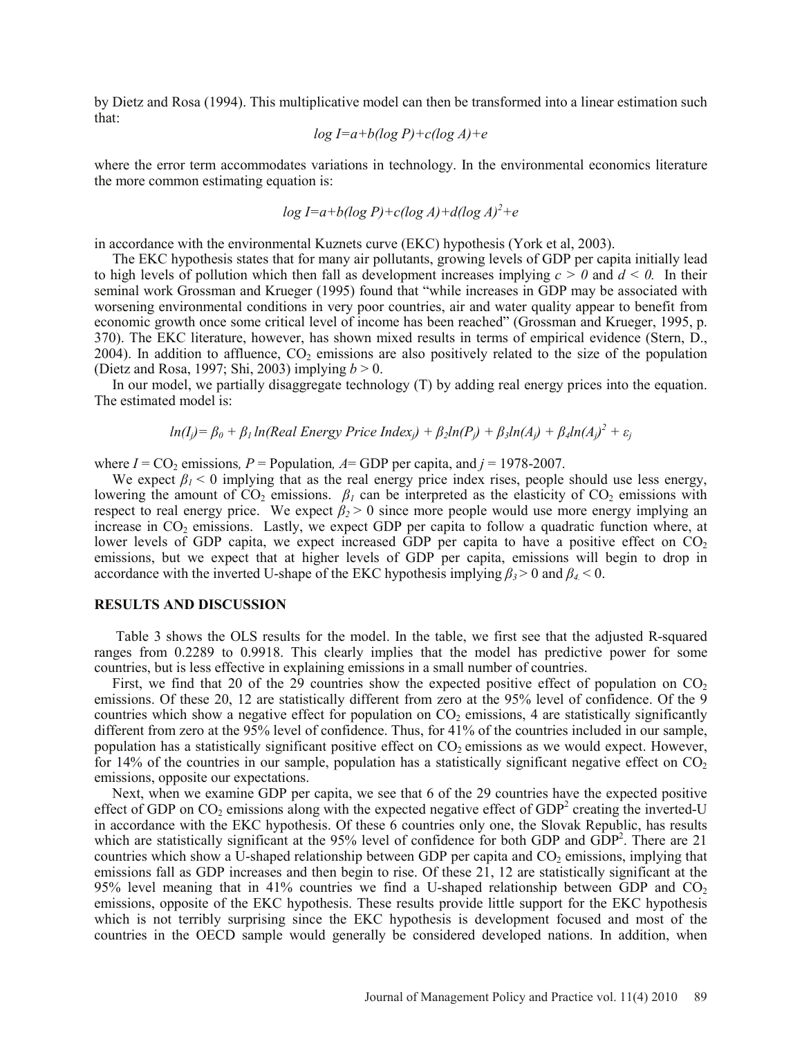by Dietz and Rosa (1994). This multiplicative model can then be transformed into a linear estimation such that:

$$log\ I=a+b(log\ P)+c(log\ A)+e$$

where the error term accommodates variations in technology. In the environmental economics literature the more common estimating equation is:

$$log\ I=a+b(log\ P)+c(log\ A)+d(log\ A)^2+e$$

in accordance with the environmental Kuznets curve (EKC) hypothesis (York et al, 2003).

The EKC hypothesis states that for many air pollutants, growing levels of GDP per capita initially lead to high levels of pollution which then fall as development increases implying $c > 0$ and $d < 0$. In their seminal work Grossman and Krueger (1995) found that "while increases in GDP may be associated with worsening environmental conditions in very poor countries, air and water quality appear to benefit from economic growth once some critical level of income has been reached" (Grossman and Krueger, 1995, p. 370). The EKC literature, however, has shown mixed results in terms of empirical evidence (Stern, D., 2004). In addition to affluence, $CO_2$ emissions are also positively related to the size of the population (Dietz and Rosa, 1997; Shi, 2003) implying $b > 0$.

In our model, we partially disaggregate technology (T) by adding real energy prices into the equation. The estimated model is:

$$ln(I_j)= \beta_0 + \beta_1\, ln(Real\ Energy\ Price\ Index_j) + \beta_2 ln(P_j) + \beta_3 ln(A_j) + \beta_4 ln(A_j)^2 + \varepsilon_j$$

where $I$ = $CO_2$ emissions, $P$ = Population, $A$= GDP per capita, and $j$ = 1978-2007.

We expect $\beta_1 < 0$ implying that as the real energy price index rises, people should use less energy, lowering the amount of $CO_2$ emissions. $\beta_1$ can be interpreted as the elasticity of $CO_2$ emissions with respect to real energy price. We expect $\beta_2 > 0$ since more people would use more energy implying an increase in $CO_2$ emissions. Lastly, we expect GDP per capita to follow a quadratic function where, at lower levels of GDP capita, we expect increased GDP per capita to have a positive effect on $CO_2$ emissions, but we expect that at higher levels of GDP per capita, emissions will begin to drop in accordance with the inverted U-shape of the EKC hypothesis implying $\beta_3 > 0$ and $\beta_4 < 0$.

## RESULTS AND DISCUSSION

Table 3 shows the OLS results for the model. In the table, we first see that the adjusted R-squared ranges from 0.2289 to 0.9918. This clearly implies that the model has predictive power for some countries, but is less effective in explaining emissions in a small number of countries.

First, we find that 20 of the 29 countries show the expected positive effect of population on $CO_2$ emissions. Of these 20, 12 are statistically different from zero at the 95% level of confidence. Of the 9 countries which show a negative effect for population on $CO_2$ emissions, 4 are statistically significantly different from zero at the 95% level of confidence. Thus, for 41% of the countries included in our sample, population has a statistically significant positive effect on $CO_2$ emissions as we would expect. However, for 14% of the countries in our sample, population has a statistically significant negative effect on $CO_2$ emissions, opposite our expectations.

Next, when we examine GDP per capita, we see that 6 of the 29 countries have the expected positive effect of GDP on $CO_2$ emissions along with the expected negative effect of $GDP^2$ creating the inverted-U in accordance with the EKC hypothesis. Of these 6 countries only one, the Slovak Republic, has results which are statistically significant at the 95% level of confidence for both GDP and $GDP^2$. There are 21 countries which show a U-shaped relationship between GDP per capita and $CO_2$ emissions, implying that emissions fall as GDP increases and then begin to rise. Of these 21, 12 are statistically significant at the 95% level meaning that in 41% countries we find a U-shaped relationship between GDP and $CO_2$ emissions, opposite of the EKC hypothesis. These results provide little support for the EKC hypothesis which is not terribly surprising since the EKC hypothesis is development focused and most of the countries in the OECD sample would generally be considered developed nations. In addition, when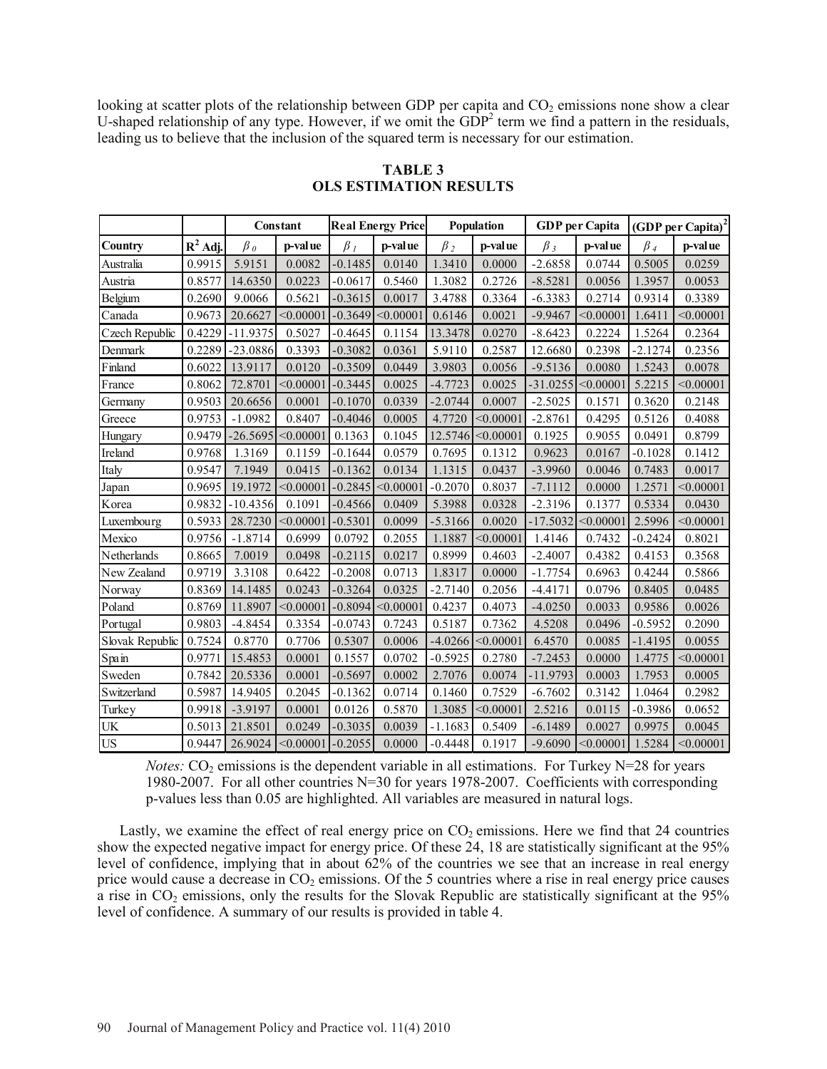looking at scatter plots of the relationship between GDP per capita and $CO_2$ emissions none show a clear U-shaped relationship of any type. However, if we omit the $GDP^2$ term we find a pattern in the residuals, leading us to believe that the inclusion of the squared term is necessary for our estimation.

**TABLE 3**
**OLS ESTIMATION RESULTS**

| | | Constant | | Real Energy Price | | Population | | GDP per Capita | | (GDP per Capita)$^2$ | |
|---|---|---|---|---|---|---|---|---|---|---|---|
| Country | $R^2$ Adj. | $\beta_0$ | p-value | $\beta_1$ | p-value | $\beta_2$ | p-value | $\beta_3$ | p-value | $\beta_4$ | p-value |
| Australia | 0.9915 | 5.9151 | 0.0082 | -0.1485 | 0.0140 | 1.3410 | 0.0000 | -2.6858 | 0.0744 | 0.5005 | 0.0259 |
| Austria | 0.8577 | 14.6350 | 0.0223 | -0.0617 | 0.5460 | 1.3082 | 0.2726 | -8.5281 | 0.0056 | 1.3957 | 0.0053 |
| Belgium | 0.2690 | 9.0066 | 0.5621 | -0.3615 | 0.0017 | 3.4788 | 0.3364 | -6.3383 | 0.2714 | 0.9314 | 0.3389 |
| Canada | 0.9673 | 20.6627 | <0.00001 | -0.3649 | <0.00001 | 0.6146 | 0.0021 | -9.9467 | <0.00001 | 1.6411 | <0.00001 |
| Czech Republic | 0.4229 | -11.9375 | 0.5027 | -0.4645 | 0.1154 | 13.3478 | 0.0270 | -8.6423 | 0.2224 | 1.5264 | 0.2364 |
| Denmark | 0.2289 | -23.0886 | 0.3393 | -0.3082 | 0.0361 | 5.9110 | 0.2587 | 12.6680 | 0.2398 | -2.1274 | 0.2356 |
| Finland | 0.6022 | 13.9117 | 0.0120 | -0.3509 | 0.0449 | 3.9803 | 0.0056 | -9.5136 | 0.0080 | 1.5243 | 0.0078 |
| France | 0.8062 | 72.8701 | <0.00001 | -0.3445 | 0.0025 | -4.7723 | 0.0025 | -31.0255 | <0.00001 | 5.2215 | <0.00001 |
| Germany | 0.9503 | 20.6656 | 0.0001 | -0.1070 | 0.0339 | -2.0744 | 0.0007 | -2.5025 | 0.1571 | 0.3620 | 0.2148 |
| Greece | 0.9753 | -1.0982 | 0.8407 | -0.4046 | 0.0005 | 4.7720 | <0.00001 | -2.8761 | 0.4295 | 0.5126 | 0.4088 |
| Hungary | 0.9479 | -26.5695 | <0.00001 | 0.1363 | 0.1045 | 12.5746 | <0.00001 | 0.1925 | 0.9055 | 0.0491 | 0.8799 |
| Ireland | 0.9768 | 1.3169 | 0.1159 | -0.1644 | 0.0579 | 0.7695 | 0.1312 | 0.9623 | 0.0167 | -0.1028 | 0.1412 |
| Italy | 0.9547 | 7.1949 | 0.0415 | -0.1362 | 0.0134 | 1.1315 | 0.0437 | -3.9960 | 0.0046 | 0.7483 | 0.0017 |
| Japan | 0.9695 | 19.1972 | <0.00001 | -0.2845 | <0.00001 | -0.2070 | 0.8037 | -7.1112 | 0.0000 | 1.2571 | <0.00001 |
| Korea | 0.9832 | -10.4356 | 0.1091 | -0.4566 | 0.0409 | 5.3988 | 0.0328 | -2.3196 | 0.1377 | 0.5334 | 0.0430 |
| Luxembourg | 0.5933 | 28.7230 | <0.00001 | -0.5301 | 0.0099 | -5.3166 | 0.0020 | -17.5032 | <0.00001 | 2.5996 | <0.00001 |
| Mexico | 0.9756 | -1.8714 | 0.6999 | 0.0792 | 0.2055 | 1.1887 | <0.00001 | 1.4146 | 0.7432 | -0.2424 | 0.8021 |
| Netherlands | 0.8665 | 7.0019 | 0.0498 | -0.2115 | 0.0217 | 0.8999 | 0.4603 | -2.4007 | 0.4382 | 0.4153 | 0.3568 |
| New Zealand | 0.9719 | 3.3108 | 0.6422 | -0.2008 | 0.0713 | 1.8317 | 0.0000 | -1.7754 | 0.6963 | 0.4244 | 0.5866 |
| Norway | 0.8369 | 14.1485 | 0.0243 | -0.3264 | 0.0325 | -2.7140 | 0.2056 | -4.4171 | 0.0796 | 0.8405 | 0.0485 |
| Poland | 0.8769 | 11.8907 | <0.00001 | -0.8094 | <0.00001 | 0.4237 | 0.4073 | -4.0250 | 0.0033 | 0.9586 | 0.0026 |
| Portugal | 0.9803 | -4.8454 | 0.3354 | -0.0743 | 0.7243 | 0.5187 | 0.7362 | 4.5208 | 0.0496 | -0.5952 | 0.2090 |
| Slovak Republic | 0.7524 | 0.8770 | 0.7706 | 0.5307 | 0.0006 | -4.0266 | <0.00001 | 6.4570 | 0.0085 | -1.4195 | 0.0055 |
| Spain | 0.9771 | 15.4853 | 0.0001 | 0.1557 | 0.0702 | -0.5925 | 0.2780 | -7.2453 | 0.0000 | 1.4775 | <0.00001 |
| Sweden | 0.7842 | 20.5336 | 0.0001 | -0.5697 | 0.0002 | 2.7076 | 0.0074 | -11.9793 | 0.0003 | 1.7953 | 0.0005 |
| Switzerland | 0.5987 | 14.9405 | 0.2045 | -0.1362 | 0.0714 | 0.1460 | 0.7529 | -6.7602 | 0.3142 | 1.0464 | 0.2982 |
| Turkey | 0.9918 | -3.9197 | 0.0001 | 0.0126 | 0.5870 | 1.3085 | <0.00001 | 2.5216 | 0.0115 | -0.3986 | 0.0652 |
| UK | 0.5013 | 21.8501 | 0.0249 | -0.3035 | 0.0039 | -1.1683 | 0.5409 | -6.1489 | 0.0027 | 0.9975 | 0.0045 |
| US | 0.9447 | 26.9024 | <0.00001 | -0.2055 | 0.0000 | -0.4448 | 0.1917 | -9.6090 | <0.00001 | 1.5284 | <0.00001 |

*Notes:* $CO_2$ emissions is the dependent variable in all estimations. For Turkey N=28 for years 1980-2007. For all other countries N=30 for years 1978-2007. Coefficients with corresponding p-values less than 0.05 are highlighted. All variables are measured in natural logs.

Lastly, we examine the effect of real energy price on $CO_2$ emissions. Here we find that 24 countries show the expected negative impact for energy price. Of these 24, 18 are statistically significant at the 95% level of confidence, implying that in about 62% of the countries we see that an increase in real energy price would cause a decrease in $CO_2$ emissions. Of the 5 countries where a rise in real energy price causes a rise in $CO_2$ emissions, only the results for the Slovak Republic are statistically significant at the 95% level of confidence. A summary of our results is provided in table 4.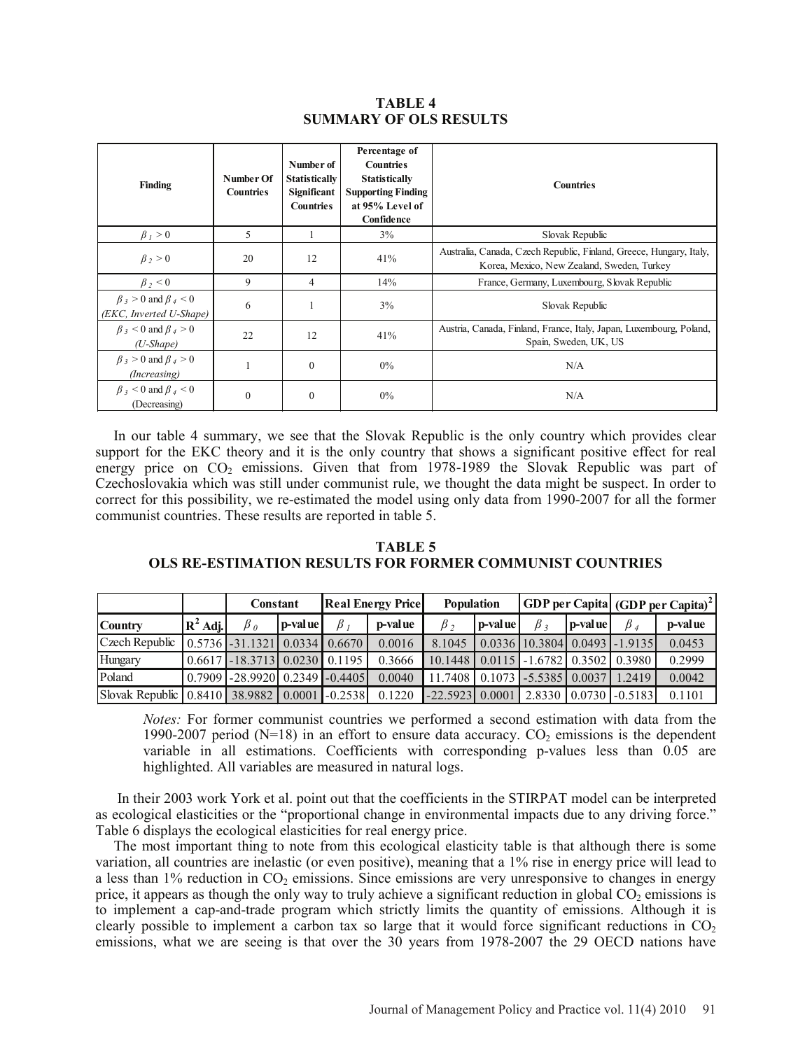**TABLE 4**
**SUMMARY OF OLS RESULTS**

| Finding | Number Of Countries | Number of Statistically Significant Countries | Percentage of Countries Statistically Supporting Finding at 95% Level of Confidence | Countries |
|---|---|---|---|---|
| $\beta_1 > 0$ | 5 | 1 | 3% | Slovak Republic |
| $\beta_2 > 0$ | 20 | 12 | 41% | Australia, Canada, Czech Republic, Finland, Greece, Hungary, Italy, Korea, Mexico, New Zealand, Sweden, Turkey |
| $\beta_2 < 0$ | 9 | 4 | 14% | France, Germany, Luxembourg, Slovak Republic |
| $\beta_3 > 0$ and $\beta_4 < 0$ *(EKC, Inverted U-Shape)* | 6 | 1 | 3% | Slovak Republic |
| $\beta_3 < 0$ and $\beta_4 > 0$ *(U-Shape)* | 22 | 12 | 41% | Austria, Canada, Finland, France, Italy, Japan, Luxembourg, Poland, Spain, Sweden, UK, US |
| $\beta_3 > 0$ and $\beta_4 > 0$ *(Increasing)* | 1 | 0 | 0% | N/A |
| $\beta_3 < 0$ and $\beta_4 < 0$ (Decreasing) | 0 | 0 | 0% | N/A |

In our table 4 summary, we see that the Slovak Republic is the only country which provides clear support for the EKC theory and it is the only country that shows a significant positive effect for real energy price on $CO_2$ emissions. Given that from 1978-1989 the Slovak Republic was part of Czechoslovakia which was still under communist rule, we thought the data might be suspect. In order to correct for this possibility, we re-estimated the model using only data from 1990-2007 for all the former communist countries. These results are reported in table 5.

**TABLE 5**
**OLS RE-ESTIMATION RESULTS FOR FORMER COMMUNIST COUNTRIES**

| | | Constant | | Real Energy Price | | Population | | GDP per Capita | | (GDP per Capita)$^2$ | |
|---|---|---|---|---|---|---|---|---|---|---|---|
| **Country** | **$R^2$ Adj.** | $\beta_0$ | **p-value** | $\beta_1$ | **p-value** | $\beta_2$ | **p-value** | $\beta_3$ | **p-value** | $\beta_4$ | **p-value** |
| Czech Republic | 0.5736 | -31.1321 | 0.0334 | 0.6670 | 0.0016 | 8.1045 | 0.0336 | 10.3804 | 0.0493 | -1.9135 | 0.0453 |
| Hungary | 0.6617 | -18.3713 | 0.0230 | 0.1195 | 0.3666 | 10.1448 | 0.0115 | -1.6782 | 0.3502 | 0.3980 | 0.2999 |
| Poland | 0.7909 | -28.9920 | 0.2349 | -0.4405 | 0.0040 | 11.7408 | 0.1073 | -5.5385 | 0.0037 | 1.2419 | 0.0042 |
| Slovak Republic | 0.8410 | 38.9882 | 0.0001 | -0.2538 | 0.1220 | -22.5923 | 0.0001 | 2.8330 | 0.0730 | -0.5183 | 0.1101 |

*Notes:* For former communist countries we performed a second estimation with data from the 1990-2007 period (N=18) in an effort to ensure data accuracy. $CO_2$ emissions is the dependent variable in all estimations. Coefficients with corresponding p-values less than 0.05 are highlighted. All variables are measured in natural logs.

In their 2003 work York et al. point out that the coefficients in the STIRPAT model can be interpreted as ecological elasticities or the "proportional change in environmental impacts due to any driving force." Table 6 displays the ecological elasticities for real energy price.

The most important thing to note from this ecological elasticity table is that although there is some variation, all countries are inelastic (or even positive), meaning that a 1% rise in energy price will lead to a less than 1% reduction in $CO_2$ emissions. Since emissions are very unresponsive to changes in energy price, it appears as though the only way to truly achieve a significant reduction in global $CO_2$ emissions is to implement a cap-and-trade program which strictly limits the quantity of emissions. Although it is clearly possible to implement a carbon tax so large that it would force significant reductions in $CO_2$ emissions, what we are seeing is that over the 30 years from 1978-2007 the 29 OECD nations have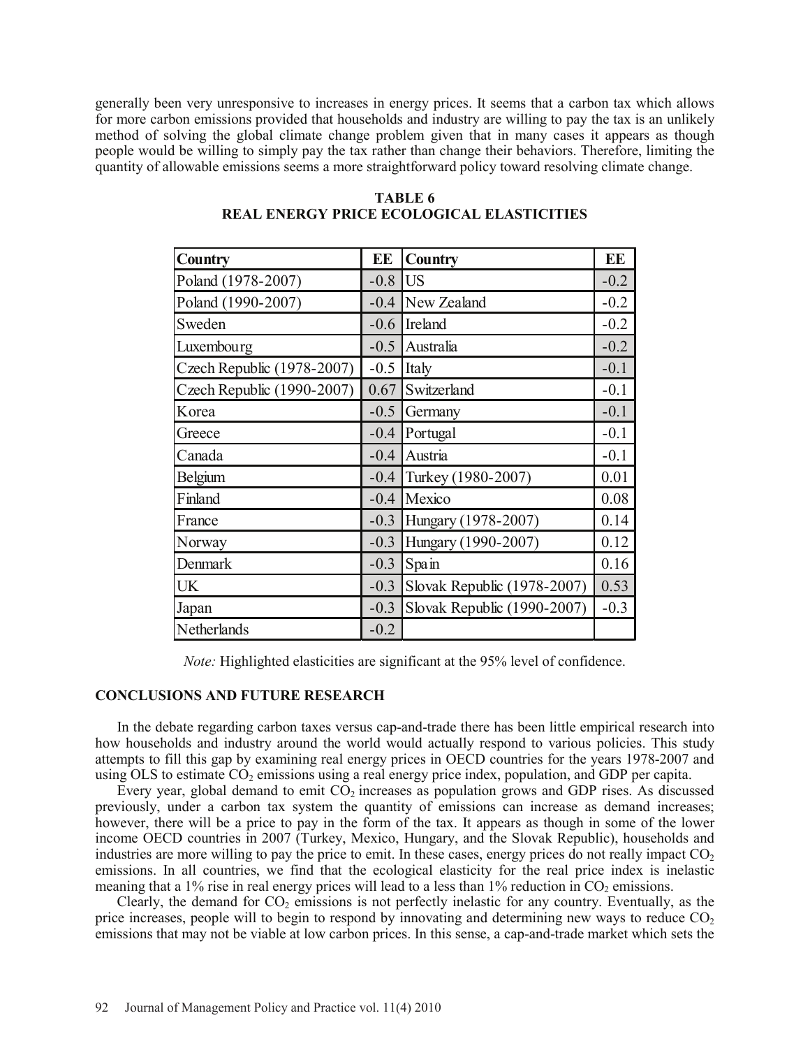generally been very unresponsive to increases in energy prices. It seems that a carbon tax which allows for more carbon emissions provided that households and industry are willing to pay the tax is an unlikely method of solving the global climate change problem given that in many cases it appears as though people would be willing to simply pay the tax rather than change their behaviors. Therefore, limiting the quantity of allowable emissions seems a more straightforward policy toward resolving climate change.

**TABLE 6**
**REAL ENERGY PRICE ECOLOGICAL ELASTICITIES**

| Country | EE | Country | EE |
|---|---|---|---|
| Poland (1978-2007) | -0.8 | US | -0.2 |
| Poland (1990-2007) | -0.4 | New Zealand | -0.2 |
| Sweden | -0.6 | Ireland | -0.2 |
| Luxembourg | -0.5 | Australia | -0.2 |
| Czech Republic (1978-2007) | -0.5 | Italy | -0.1 |
| Czech Republic (1990-2007) | 0.67 | Switzerland | -0.1 |
| Korea | -0.5 | Germany | -0.1 |
| Greece | -0.4 | Portugal | -0.1 |
| Canada | -0.4 | Austria | -0.1 |
| Belgium | -0.4 | Turkey (1980-2007) | 0.01 |
| Finland | -0.4 | Mexico | 0.08 |
| France | -0.3 | Hungary (1978-2007) | 0.14 |
| Norway | -0.3 | Hungary (1990-2007) | 0.12 |
| Denmark | -0.3 | Spain | 0.16 |
| UK | -0.3 | Slovak Republic (1978-2007) | 0.53 |
| Japan | -0.3 | Slovak Republic (1990-2007) | -0.3 |
| Netherlands | -0.2 | | |

*Note:* Highlighted elasticities are significant at the 95% level of confidence.

## CONCLUSIONS AND FUTURE RESEARCH

In the debate regarding carbon taxes versus cap-and-trade there has been little empirical research into how households and industry around the world would actually respond to various policies. This study attempts to fill this gap by examining real energy prices in OECD countries for the years 1978-2007 and using OLS to estimate $CO_2$ emissions using a real energy price index, population, and GDP per capita.

Every year, global demand to emit $CO_2$ increases as population grows and GDP rises. As discussed previously, under a carbon tax system the quantity of emissions can increase as demand increases; however, there will be a price to pay in the form of the tax. It appears as though in some of the lower income OECD countries in 2007 (Turkey, Mexico, Hungary, and the Slovak Republic), households and industries are more willing to pay the price to emit. In these cases, energy prices do not really impact $CO_2$ emissions. In all countries, we find that the ecological elasticity for the real price index is inelastic meaning that a 1% rise in real energy prices will lead to a less than 1% reduction in $CO_2$ emissions.

Clearly, the demand for $CO_2$ emissions is not perfectly inelastic for any country. Eventually, as the price increases, people will to begin to respond by innovating and determining new ways to reduce $CO_2$ emissions that may not be viable at low carbon prices. In this sense, a cap-and-trade market which sets the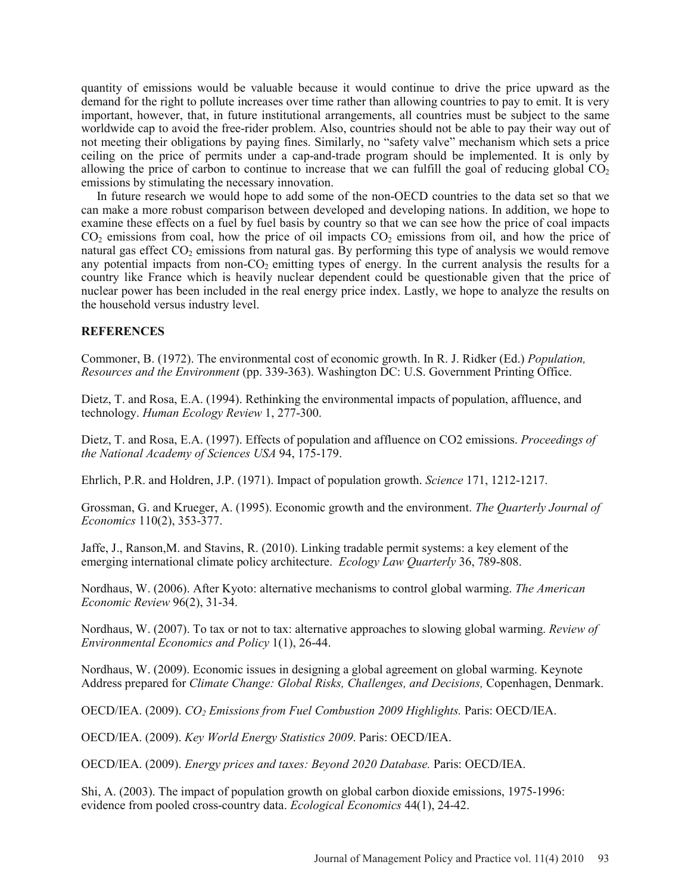quantity of emissions would be valuable because it would continue to drive the price upward as the demand for the right to pollute increases over time rather than allowing countries to pay to emit. It is very important, however, that, in future institutional arrangements, all countries must be subject to the same worldwide cap to avoid the free-rider problem. Also, countries should not be able to pay their way out of not meeting their obligations by paying fines. Similarly, no "safety valve" mechanism which sets a price ceiling on the price of permits under a cap-and-trade program should be implemented. It is only by allowing the price of carbon to continue to increase that we can fulfill the goal of reducing global $CO_2$ emissions by stimulating the necessary innovation.

In future research we would hope to add some of the non-OECD countries to the data set so that we can make a more robust comparison between developed and developing nations. In addition, we hope to examine these effects on a fuel by fuel basis by country so that we can see how the price of coal impacts $CO_2$ emissions from coal, how the price of oil impacts $CO_2$ emissions from oil, and how the price of natural gas effect $CO_2$ emissions from natural gas. By performing this type of analysis we would remove any potential impacts from non-$CO_2$ emitting types of energy. In the current analysis the results for a country like France which is heavily nuclear dependent could be questionable given that the price of nuclear power has been included in the real energy price index. Lastly, we hope to analyze the results on the household versus industry level.

## REFERENCES

Commoner, B. (1972). The environmental cost of economic growth. In R. J. Ridker (Ed.) *Population, Resources and the Environment* (pp. 339-363). Washington DC: U.S. Government Printing Office.

Dietz, T. and Rosa, E.A. (1994). Rethinking the environmental impacts of population, affluence, and technology. *Human Ecology Review* 1, 277-300.

Dietz, T. and Rosa, E.A. (1997). Effects of population and affluence on CO2 emissions. *Proceedings of the National Academy of Sciences USA* 94, 175-179.

Ehrlich, P.R. and Holdren, J.P. (1971). Impact of population growth. *Science* 171, 1212-1217.

Grossman, G. and Krueger, A. (1995). Economic growth and the environment. *The Quarterly Journal of Economics* 110(2), 353-377.

Jaffe, J., Ranson,M. and Stavins, R. (2010). Linking tradable permit systems: a key element of the emerging international climate policy architecture. *Ecology Law Quarterly* 36, 789-808.

Nordhaus, W. (2006). After Kyoto: alternative mechanisms to control global warming. *The American Economic Review* 96(2), 31-34.

Nordhaus, W. (2007). To tax or not to tax: alternative approaches to slowing global warming. *Review of Environmental Economics and Policy* 1(1), 26-44.

Nordhaus, W. (2009). Economic issues in designing a global agreement on global warming. Keynote Address prepared for *Climate Change: Global Risks, Challenges, and Decisions,* Copenhagen, Denmark.

OECD/IEA. (2009). *$CO_2$ Emissions from Fuel Combustion 2009 Highlights.* Paris: OECD/IEA.

OECD/IEA. (2009). *Key World Energy Statistics 2009*. Paris: OECD/IEA.

OECD/IEA. (2009). *Energy prices and taxes: Beyond 2020 Database.* Paris: OECD/IEA.

Shi, A. (2003). The impact of population growth on global carbon dioxide emissions, 1975-1996: evidence from pooled cross-country data. *Ecological Economics* 44(1), 24-42.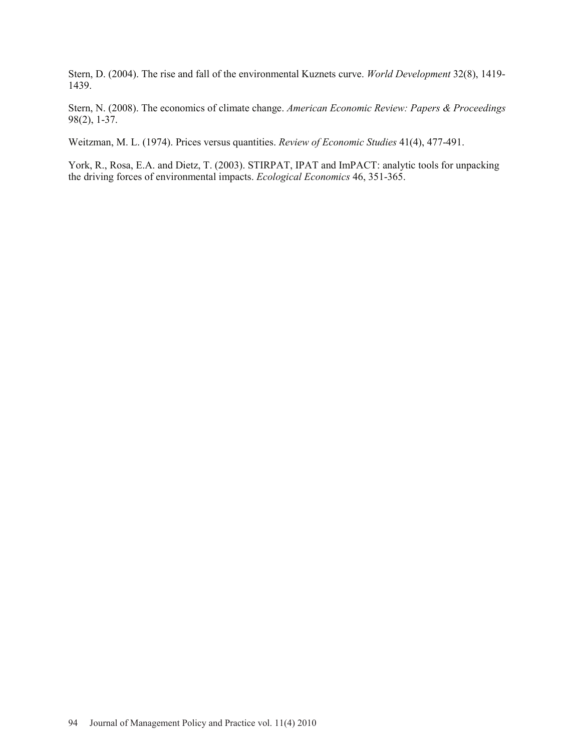Stern, D. (2004). The rise and fall of the environmental Kuznets curve. *World Development* 32(8), 1419-1439.

Stern, N. (2008). The economics of climate change. *American Economic Review: Papers & Proceedings* 98(2), 1-37.

Weitzman, M. L. (1974). Prices versus quantities. *Review of Economic Studies* 41(4), 477-491.

York, R., Rosa, E.A. and Dietz, T. (2003). STIRPAT, IPAT and ImPACT: analytic tools for unpacking the driving forces of environmental impacts. *Ecological Economics* 46, 351-365.